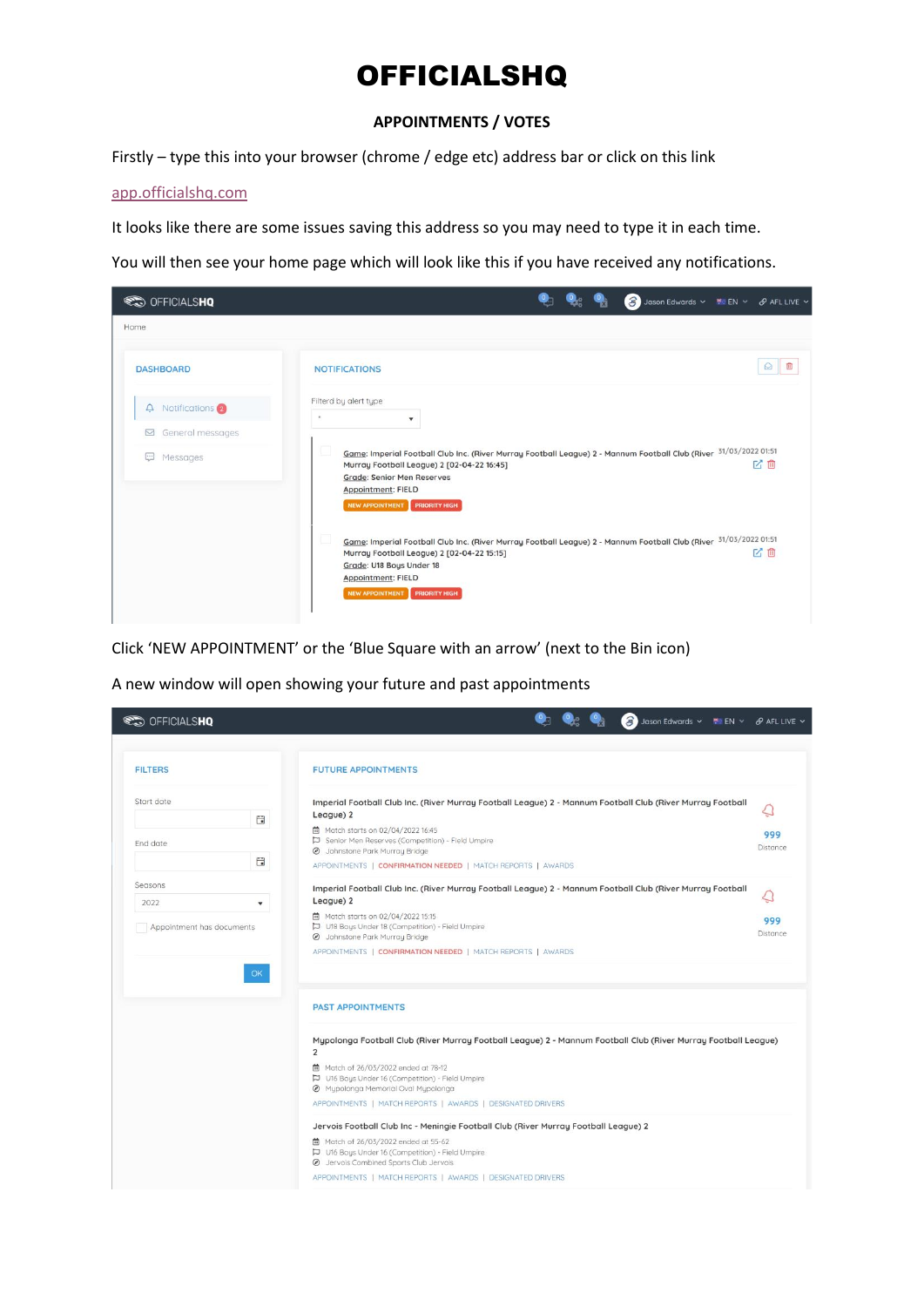# OFFICIALSHQ

## APPOINTMENTS / VOTES

Firstly – type this into your browser (chrome / edge etc) address bar or click on this link

app.officialshq.com

It looks like there are some issues saving this address so you may need to type it in each time.

You will then see your home page which will look like this if you have received any notifications.

Click 'NEW APPOINTMENT' or the 'Blue Square with an arrow' (next to the Bin icon)

A new window will open showing your future and past appointments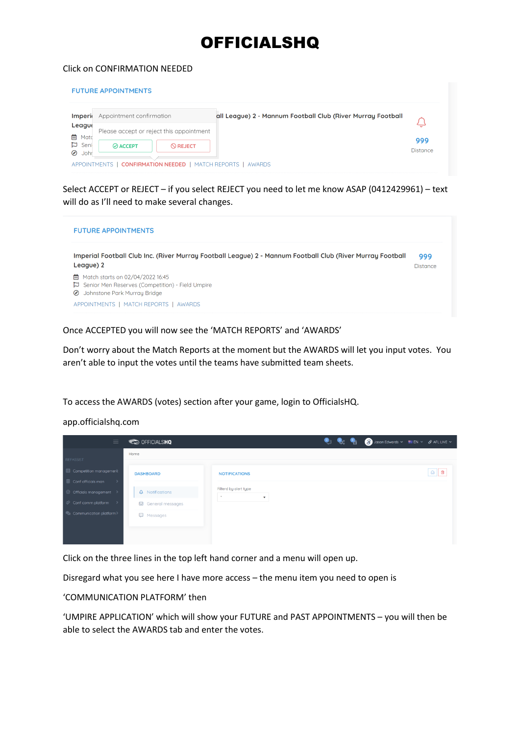# OFFICIALSHQ

Click on CONFIRMATION NEEDED

FUTURE APPOINTMENTS

Imperi Appointment confirmation all League) 2 - Mannum Football Club (River Murray Football League

Please accept or reject this appointment

ACCEPT REJECT

999 Distance

APPOINTMENTS | CONFIRMATION NEEDED | MATCH REPORTS | AWARDS

Select ACCEPT or REJECT – if you select REJECT you need to let me know ASAP (0412429961) – text will do as I'll need to make several changes.

FUTURE APPOINTMENTS

Imperial Football Club Inc. (River Murray Football League) 2 - Mannum Football Club (River Murray Football League) 2

Match starts on 02/04/2022 16:45

Senior Men Reserves (Competition) - Field Umpire

Johnstone Park Murray Bridge

999 Distance

APPOINTMENTS | MATCH REPORTS | AWARDS

Once ACCEPTED you will now see the 'MATCH REPORTS' and 'AWARDS'

Don't worry about the Match Reports at the moment but the AWARDS will let you input votes. You aren't able to input the votes until the teams have submitted team sheets.

To access the AWARDS (votes) section after your game, login to OfficialsHQ.

app.officialshq.com

OFFICIALSHQ

Home

DASHBOARD

Notifications

General messages

Messages

NOTIFICATIONS

Filterd by alert type

Competition management

Conf officials man

Officials management

Conf comm platform

Communication platform

Click on the three lines in the top left hand corner and a menu will open up.

Disregard what you see here I have more access – the menu item you need to open is

'COMMUNICATION PLATFORM' then

'UMPIRE APPLICATION' which will show your FUTURE and PAST APPOINTMENTS – you will then be able to select the AWARDS tab and enter the votes.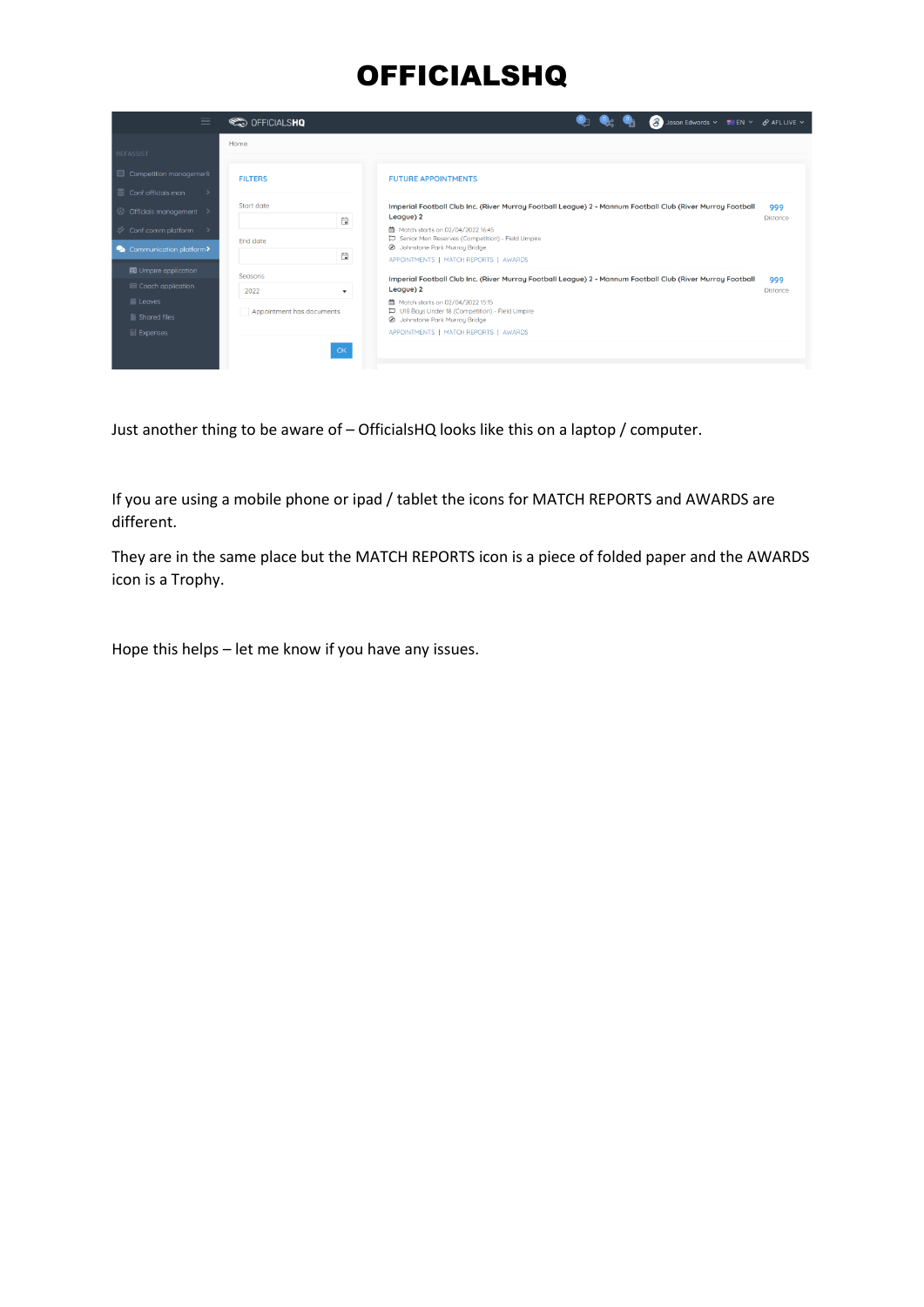# OFFICIALSHQ

Just another thing to be aware of – OfficialsHQ looks like this on a laptop / computer.

If you are using a mobile phone or ipad / tablet the icons for MATCH REPORTS and AWARDS are different.

They are in the same place but the MATCH REPORTS icon is a piece of folded paper and the AWARDS icon is a Trophy.

Hope this helps – let me know if you have any issues.